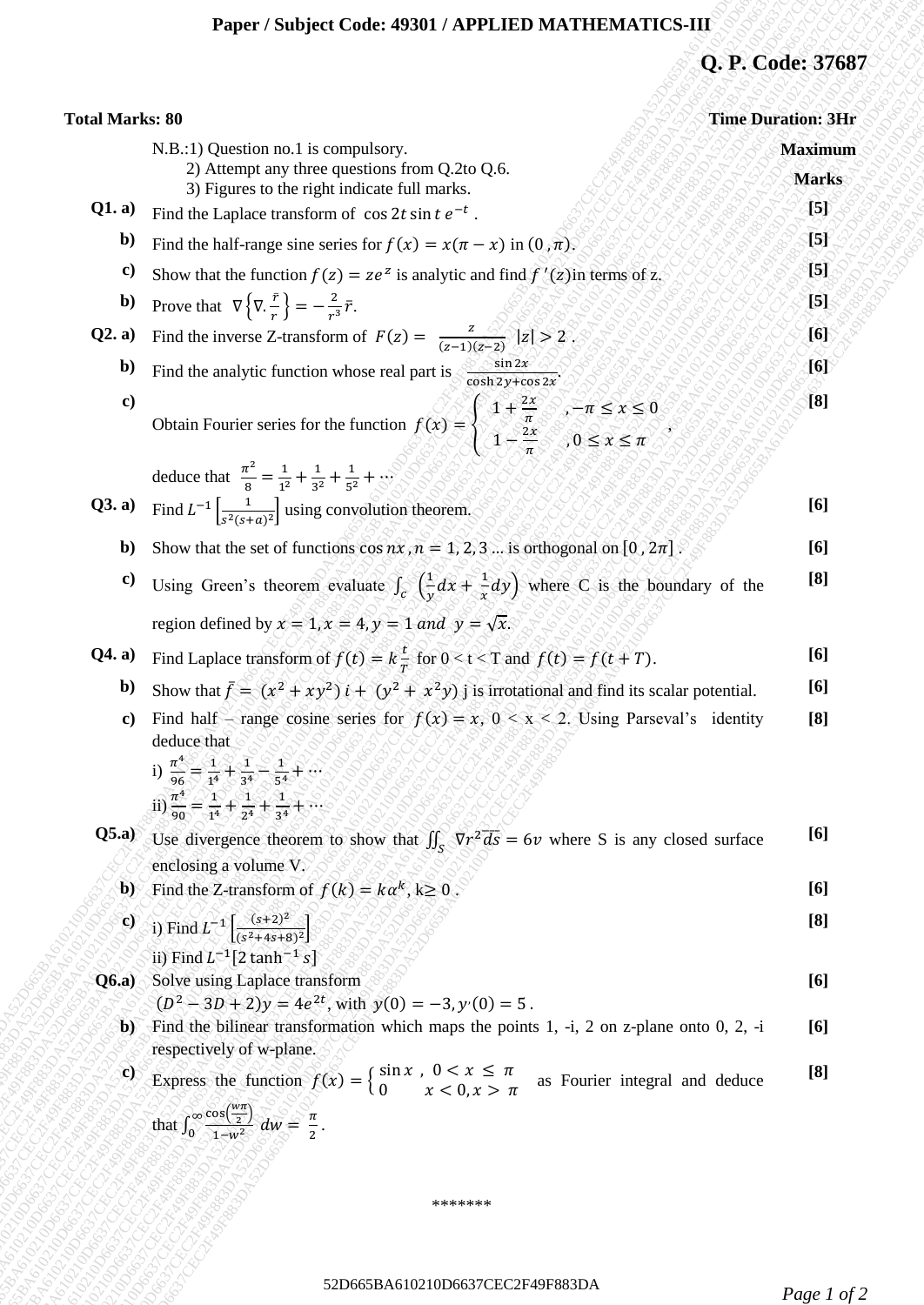**Paper / Subject Code: 49301 / APPLIED MATHEMATICS-III**

**Q. P. Code: 37687**

**Total Marks: 80** **Time Duration: 3Hr**

N.B.:1) Question no.1 is compulsory.
2) Attempt any three questions from Q.2to Q.6.
3) Figures to the right indicate full marks.

**Maximum Marks**

**Q1. a)** Find the Laplace transform of $\cos 2t \sin t\, e^{-t}$ . **[5]**

**b)** Find the half-range sine series for $f(x) = x(\pi - x)$ in $(0, \pi)$. **[5]**

**c)** Show that the function $f(z) = ze^z$ is analytic and find $f'(z)$ in terms of z. **[5]**

**b)** Prove that $\nabla\left\{\nabla.\frac{\bar{r}}{r}\right\} = -\frac{2}{r^3}\bar{r}$. **[5]**

**Q2. a)** Find the inverse Z-transform of $F(z) = \frac{z}{(z-1)(z-2)}$ $|z| > 2$ . **[6]**

**b)** Find the analytic function whose real part is $\frac{\sin 2x}{\cosh 2y + \cos 2x}$. **[6]**

**c)** Obtain Fourier series for the function $f(x) = \begin{cases} 1 + \frac{2x}{\pi} & , -\pi \le x \le 0 \\ 1 - \frac{2x}{\pi} & , 0 \le x \le \pi \end{cases}$, **[8]**

deduce that $\frac{\pi^2}{8} = \frac{1}{1^2} + \frac{1}{3^2} + \frac{1}{5^2} + \cdots$

**Q3. a)** Find $L^{-1}\left[\frac{1}{s^2(s+a)^2}\right]$ using convolution theorem. **[6]**

**b)** Show that the set of functions $\cos nx$ , $n = 1, 2, 3 \ldots$ is orthogonal on $[0, 2\pi]$ . **[6]**

**c)** Using Green's theorem evaluate $\int_c \left(\frac{1}{y}dx + \frac{1}{x}dy\right)$ where C is the boundary of the region defined by $x = 1, x = 4, y = 1$ *and* $y = \sqrt{x}$. **[8]**

**Q4. a)** Find Laplace transform of $f(t) = k\frac{t}{T}$ for 0 < t < T and $f(t) = f(t + T)$. **[6]**

**b)** Show that $\bar{f} = (x^2 + xy^2)\, i + (y^2 + x^2 y)$ j is irrotational and find its scalar potential. **[6]**

**c)** Find half – range cosine series for $f(x) = x$, 0 < x < 2. Using Parseval's identity deduce that **[8]**

i) $\frac{\pi^4}{96} = \frac{1}{1^4} + \frac{1}{3^4} - \frac{1}{5^4} + \cdots$

ii) $\frac{\pi^4}{90} = \frac{1}{1^4} + \frac{1}{2^4} + \frac{1}{3^4} + \cdots$

**Q5.a)** Use divergence theorem to show that $\iint_S \nabla r^2 \overline{ds} = 6v$ where S is any closed surface enclosing a volume V. **[6]**

**b)** Find the Z-transform of $f(k) = k\alpha^k$, k≥ 0 . **[6]**

**c)** i) Find $L^{-1}\left[\frac{(s+2)^2}{(s^2+4s+8)^2}\right]$ **[8]**

ii) Find $L^{-1}[2 \tanh^{-1} s]$

**Q6.a)** Solve using Laplace transform **[6]**

$(D^2 - 3D + 2)y = 4e^{2t}$, with $y(0) = -3, y'(0) = 5$ .

**b)** Find the bilinear transformation which maps the points 1, -i, 2 on z-plane onto 0, 2, -i respectively of w-plane. **[6]**

**c)** Express the function $f(x) = \begin{cases} \sin x \,, & 0 < x \le \pi \\ 0 & x < 0, x > \pi \end{cases}$ as Fourier integral and deduce that $\int_0^\infty \frac{\cos\left(\frac{w\pi}{2}\right)}{1-w^2}\, dw = \frac{\pi}{2}$ . **[8]**

*******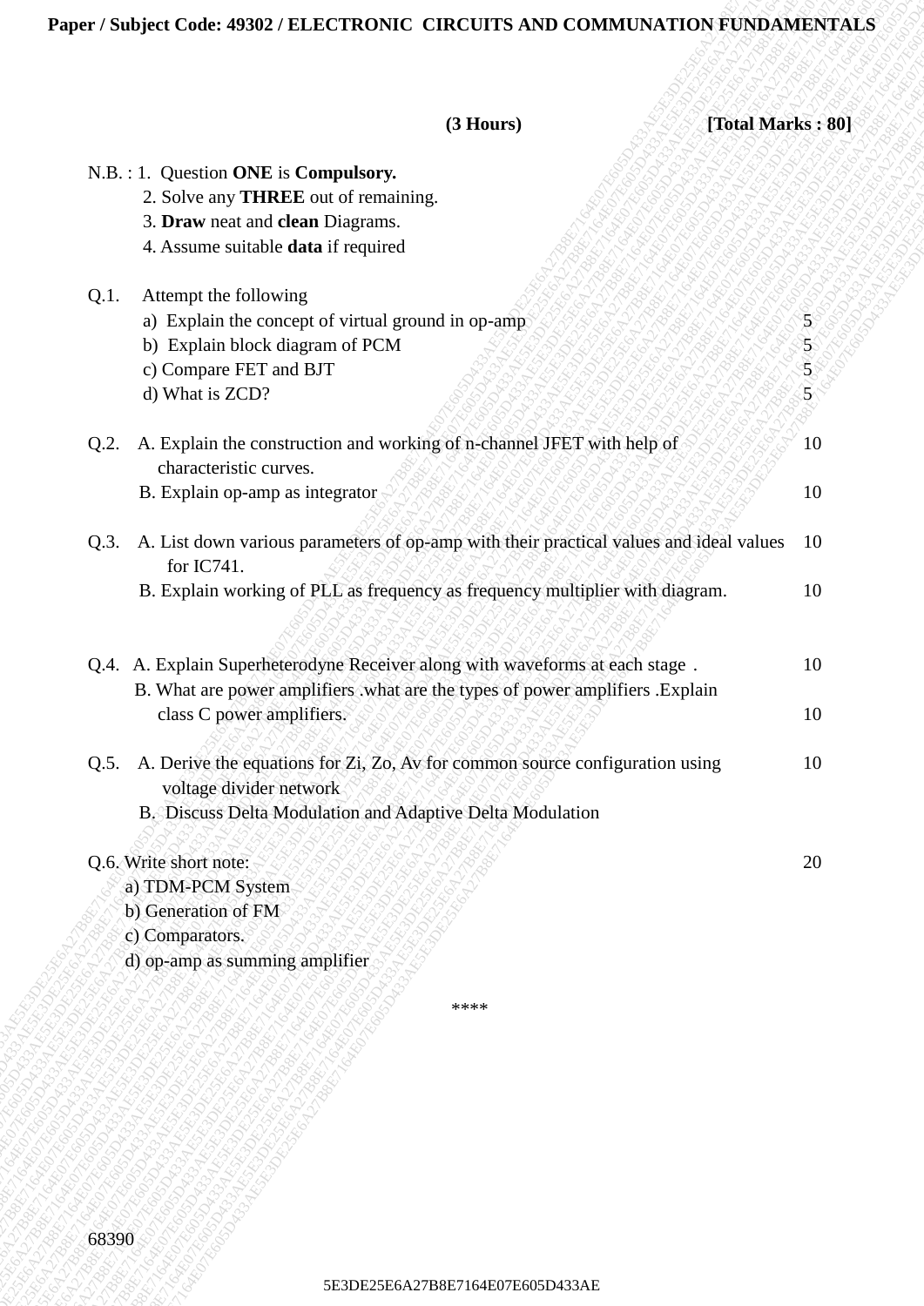**Paper / Subject Code: 49302 / ELECTRONIC CIRCUITS AND COMMUNATION FUNDAMENTALS**

**(3 Hours)** **[Total Marks : 80]**

N.B. : 1. Question **ONE** is **Compulsory.**
2. Solve any **THREE** out of remaining.
3. **Draw** neat and **clean** Diagrams.
4. Assume suitable **data** if required

Q.1. Attempt the following

a) Explain the concept of virtual ground in op-amp — 5

b) Explain block diagram of PCM — 5

c) Compare FET and BJT — 5

d) What is ZCD? — 5

Q.2. A. Explain the construction and working of n-channel JFET with help of characteristic curves. — 10

B. Explain op-amp as integrator — 10

Q.3. A. List down various parameters of op-amp with their practical values and ideal values for IC741. — 10

B. Explain working of PLL as frequency as frequency multiplier with diagram. — 10

Q.4. A. Explain Superheterodyne Receiver along with waveforms at each stage . — 10

B. What are power amplifiers .what are the types of power amplifiers .Explain class C power amplifiers. — 10

Q.5. A. Derive the equations for Zi, Zo, Av for common source configuration using voltage divider network — 10

B. Discuss Delta Modulation and Adaptive Delta Modulation

Q.6. Write short note: — 20

a) TDM-PCM System

b) Generation of FM

c) Comparators.

d) op-amp as summing amplifier

\*\*\*\*

68390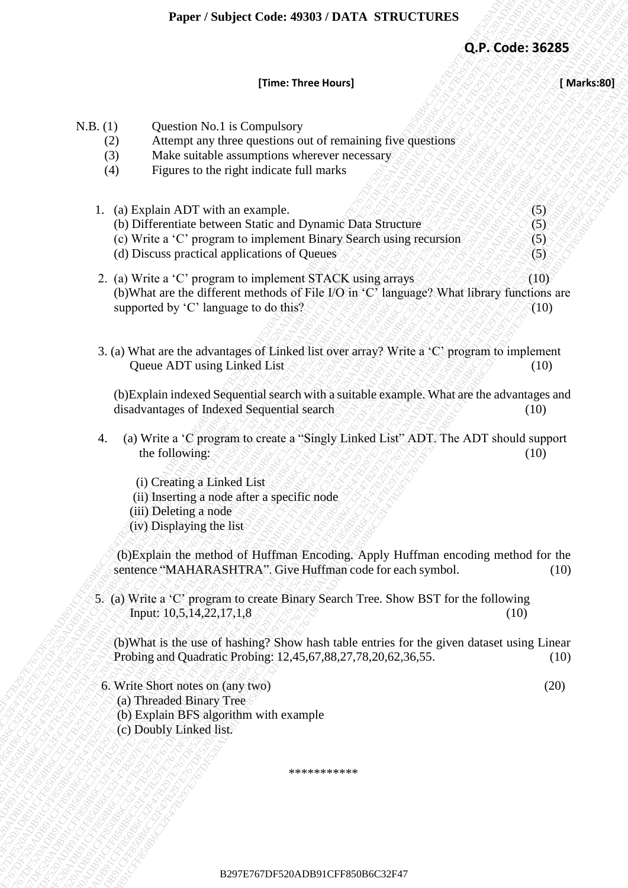**Paper / Subject Code: 49303 / DATA STRUCTURES**

**Q.P. Code: 36285**

**[Time: Three Hours]** **[ Marks:80]**

N.B. (1) Question No.1 is Compulsory
(2) Attempt any three questions out of remaining five questions
(3) Make suitable assumptions wherever necessary
(4) Figures to the right indicate full marks

1. (a) Explain ADT with an example. (5)
   (b) Differentiate between Static and Dynamic Data Structure (5)
   (c) Write a 'C' program to implement Binary Search using recursion (5)
   (d) Discuss practical applications of Queues (5)

2. (a) Write a 'C' program to implement STACK using arrays (10)
   (b) What are the different methods of File I/O in 'C' language? What library functions are supported by 'C' language to do this? (10)

3. (a) What are the advantages of Linked list over array? Write a 'C' program to implement Queue ADT using Linked List (10)

   (b) Explain indexed Sequential search with a suitable example. What are the advantages and disadvantages of Indexed Sequential search (10)

4. (a) Write a 'C program to create a "Singly Linked List" ADT. The ADT should support the following: (10)

   (i) Creating a Linked List
   (ii) Inserting a node after a specific node
   (iii) Deleting a node
   (iv) Displaying the list

   (b) Explain the method of Huffman Encoding. Apply Huffman encoding method for the sentence "MAHARASHTRA". Give Huffman code for each symbol. (10)

5. (a) Write a 'C' program to create Binary Search Tree. Show BST for the following Input: 10,5,14,22,17,1,8 (10)

   (b) What is the use of hashing? Show hash table entries for the given dataset using Linear Probing and Quadratic Probing: 12,45,67,88,27,78,20,62,36,55. (10)

6. Write Short notes on (any two) (20)
   (a) Threaded Binary Tree
   (b) Explain BFS algorithm with example
   (c) Doubly Linked list.

***********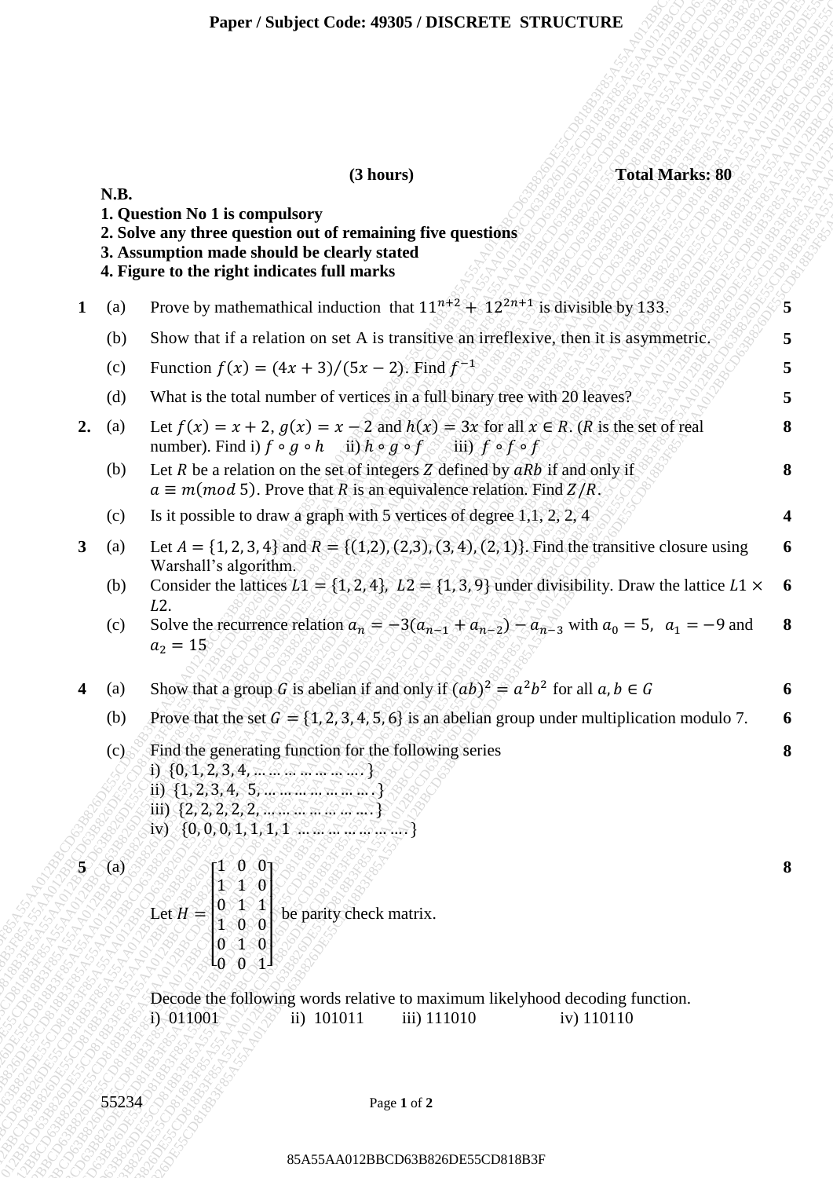**Paper / Subject Code: 49305 / DISCRETE STRUCTURE**

**(3 hours)** **Total Marks: 80**

**N.B.**

1. **Question No 1 is compulsory**
2. **Solve any three question out of remaining five questions**
3. **Assumption made should be clearly stated**
4. **Figure to the right indicates full marks**

| | | | |
|---|---|---|---|
| **1** | (a) | Prove by mathemathical induction that $11^{n+2} + 12^{2n+1}$ is divisible by 133. | **5** |
| | (b) | Show that if a relation on set A is transitive an irreflexive, then it is asymmetric. | **5** |
| | (c) | Function $f(x) = (4x + 3)/(5x - 2)$. Find $f^{-1}$ | **5** |
| | (d) | What is the total number of vertices in a full binary tree with 20 leaves? | **5** |
| **2.** | (a) | Let $f(x) = x + 2$, $g(x) = x - 2$ and $h(x) = 3x$ for all $x \in R$. ($R$ is the set of real number). Find i) $f \circ g \circ h$ ii) $h \circ g \circ f$ iii) $f \circ f \circ f$ | **8** |
| | (b) | Let $R$ be a relation on the set of integers $Z$ defined by $aRb$ if and only if $a \equiv m(mod\ 5)$. Prove that $R$ is an equivalence relation. Find $Z/R$. | **8** |
| | (c) | Is it possible to draw a graph with 5 vertices of degree 1,1, 2, 2, 4 | **4** |
| **3** | (a) | Let $A = \{1, 2, 3, 4\}$ and $R = \{(1,2), (2,3), (3, 4), (2, 1)\}$. Find the transitive closure using Warshall's algorithm. | **6** |
| | (b) | Consider the lattices $L1 = \{1, 2, 4\}$, $L2 = \{1, 3, 9\}$ under divisibility. Draw the lattice $L1 \times L2$. | **6** |
| | (c) | Solve the recurrence relation $a_n = -3(a_{n-1} + a_{n-2}) - a_{n-3}$ with $a_0 = 5$, $a_1 = -9$ and $a_2 = 15$ | **8** |
| **4** | (a) | Show that a group $G$ is abelian if and only if $(ab)^2 = a^2b^2$ for all $a, b \in G$ | **6** |
| | (b) | Prove that the set $G = \{1, 2, 3, 4, 5, 6\}$ is an abelian group under multiplication modulo 7. | **6** |
| | (c) | Find the generating function for the following series<br>i) $\{0, 1, 2, 3, 4, \ldots\ldots\ldots\ldots\ldots\ldots\}$<br>ii) $\{1, 2, 3, 4, 5, \ldots\ldots\ldots\ldots\ldots\ldots\}$<br>iii) $\{2, 2, 2, 2, 2, \ldots\ldots\ldots\ldots\ldots\ldots\}$<br>iv) $\{0, 0, 0, 1, 1, 1, 1 \ldots\ldots\ldots\ldots\ldots\ldots\}$ | **8** |
| **5** | (a) | Let $H = \begin{bmatrix} 1 & 0 & 0 \\ 1 & 1 & 0 \\ 0 & 1 & 1 \\ 1 & 0 & 0 \\ 0 & 1 & 0 \\ 0 & 0 & 1 \end{bmatrix}$ be parity check matrix.<br><br>Decode the following words relative to maximum likelyhood decoding function.<br>i) 011001 ii) 101011 iii) 111010 iv) 110110 | **8** |

55234

85A55AA012BBCD63B826DE55CD818B3F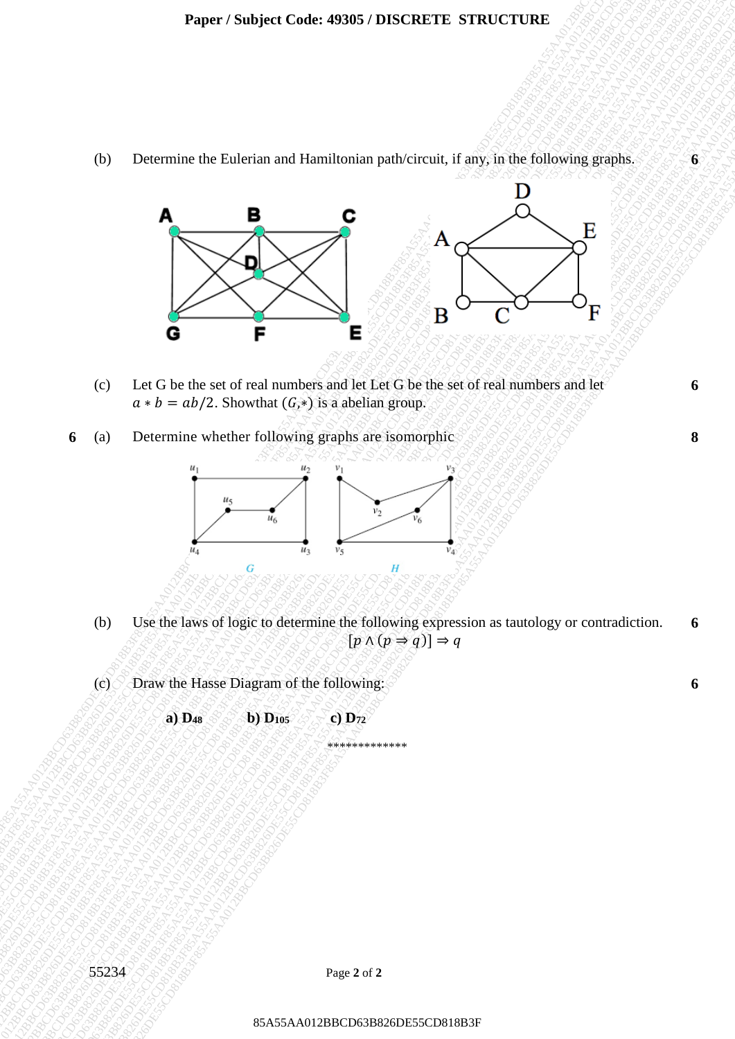(b) Determine the Eulerian and Hamiltonian path/circuit, if any, in the following graphs. **6**

A B C
D
G F E

D
A E
B C F

(c) Let G be the set of real numbers and let Let G be the set of real numbers and let $a * b = ab/2$. Showthat $(G,*)$ is a abelian group. **6**

**6** (a) Determine whether following graphs are isomorphic **8**

$u_1$ $u_2$ $u_5$ $u_6$ $u_4$ $u_3$ $G$

$v_1$ $v_3$ $v_2$ $v_6$ $v_5$ $v_4$ $H$

(b) Use the laws of logic to determine the following expression as tautology or contradiction. **6**

$$[p \wedge (p \Rightarrow q)] \Rightarrow q$$

(c) Draw the Hasse Diagram of the following: **6**

**a) $D_{48}$** **b) $D_{105}$** **c) $D_{72}$**

*************

55234